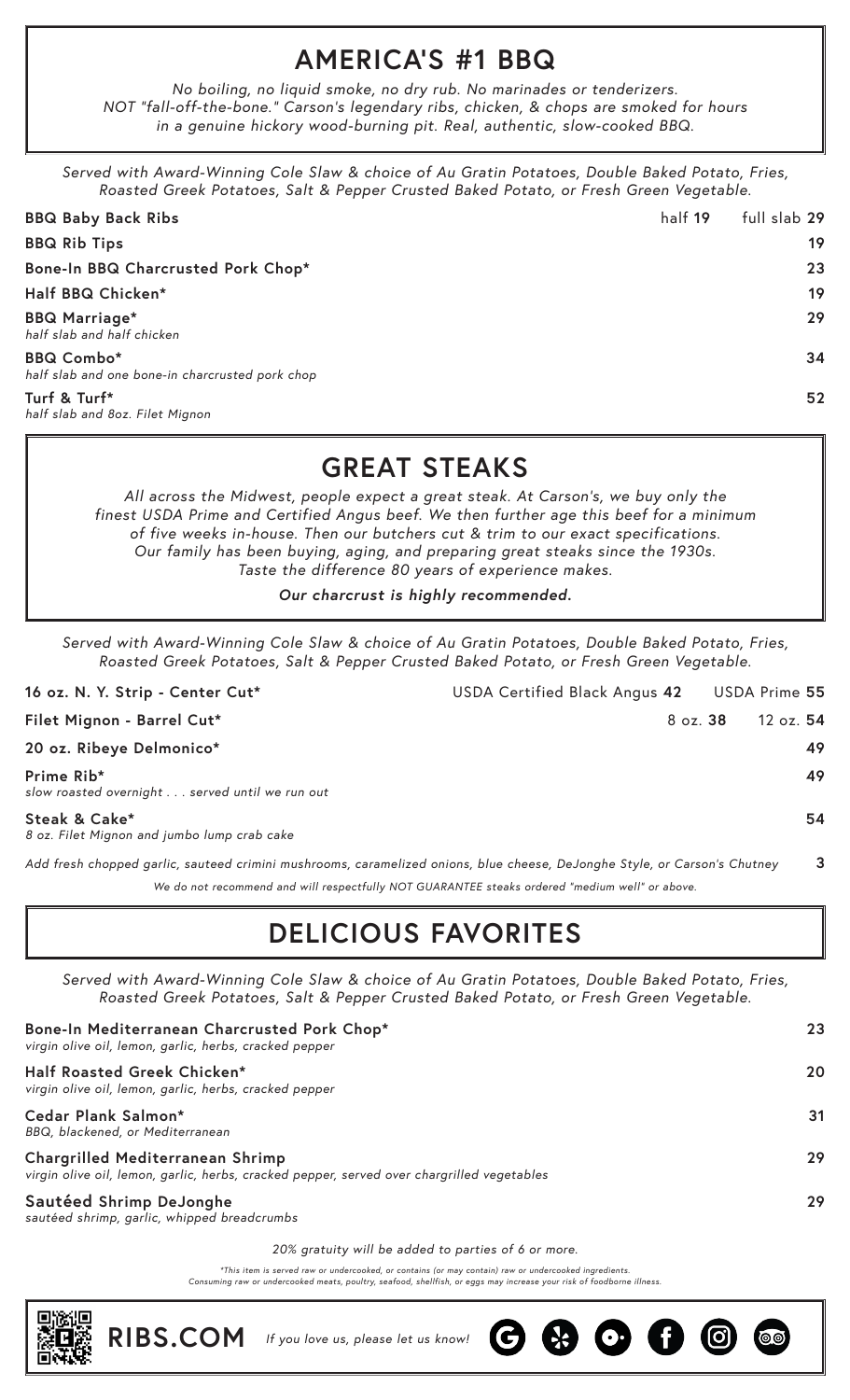# AMERICA'S #1 BBQ

*No boiling, no liquid smoke, no dry rub. No marinades or tenderizers. NOT "fall-off-the-bone." Carson's legendary ribs, chicken, & chops are smoked for hours in a genuine hickory wood-burning pit. Real, authentic, slow-cooked BBQ.*

*Served with Award-Winning Cole Slaw & choice of Au Gratin Potatoes, Double Baked Potato, Fries, Roasted Greek Potatoes, Salt & Pepper Crusted Baked Potato, or Fresh Green Vegetable.*

| Item | | |
|---|---|---|
| **BBQ Baby Back Ribs** | half **19** | full slab **29** |
| **BBQ Rib Tips** | | **19** |
| **Bone-In BBQ Charcrusted Pork Chop*** | | **23** |
| **Half BBQ Chicken*** | | **19** |
| **BBQ Marriage*** *half slab and half chicken* | | **29** |
| **BBQ Combo*** *half slab and one bone-in charcrusted pork chop* | | **34** |
| **Turf & Turf*** *half slab and 8oz. Filet Mignon* | | **52** |

# GREAT STEAKS

*All across the Midwest, people expect a great steak. At Carson's, we buy only the finest USDA Prime and Certified Angus beef. We then further age this beef for a minimum of five weeks in-house. Then our butchers cut & trim to our exact specifications. Our family has been buying, aging, and preparing great steaks since the 1930s. Taste the difference 80 years of experience makes.*

***Our charcrust is highly recommended.***

*Served with Award-Winning Cole Slaw & choice of Au Gratin Potatoes, Double Baked Potato, Fries, Roasted Greek Potatoes, Salt & Pepper Crusted Baked Potato, or Fresh Green Vegetable.*

| Item | | |
|---|---|---|
| **16 oz. N. Y. Strip - Center Cut*** | USDA Certified Black Angus **42** | USDA Prime **55** |
| **Filet Mignon - Barrel Cut*** | 8 oz. **38** | 12 oz. **54** |
| **20 oz. Ribeye Delmonico*** | | **49** |
| **Prime Rib*** *slow roasted overnight . . . served until we run out* | | **49** |
| **Steak & Cake*** *8 oz. Filet Mignon and jumbo lump crab cake* | | **54** |

*Add fresh chopped garlic, sauteed crimini mushrooms, caramelized onions, blue cheese, DeJonghe Style, or Carson's Chutney* **3**

*We do not recommend and will respectfully NOT GUARANTEE steaks ordered "medium well" or above.*

# DELICIOUS FAVORITES

*Served with Award-Winning Cole Slaw & choice of Au Gratin Potatoes, Double Baked Potato, Fries, Roasted Greek Potatoes, Salt & Pepper Crusted Baked Potato, or Fresh Green Vegetable.*

| Item | Price |
|---|---|
| **Bone-In Mediterranean Charcrusted Pork Chop*** *virgin olive oil, lemon, garlic, herbs, cracked pepper* | **23** |
| **Half Roasted Greek Chicken*** *virgin olive oil, lemon, garlic, herbs, cracked pepper* | **20** |
| **Cedar Plank Salmon*** *BBQ, blackened, or Mediterranean* | **31** |
| **Chargrilled Mediterranean Shrimp** *virgin olive oil, lemon, garlic, herbs, cracked pepper, served over chargrilled vegetables* | **29** |
| **Sautéed Shrimp DeJonghe** *sautéed shrimp, garlic, whipped breadcrumbs* | **29** |

*20% gratuity will be added to parties of 6 or more.*

*\*This item is served raw or undercooked, or contains (or may contain) raw or undercooked ingredients. Consuming raw or undercooked meats, poultry, seafood, shellfish, or eggs may increase your risk of foodborne illness.*

**RIBS.COM** *If you love us, please let us know!*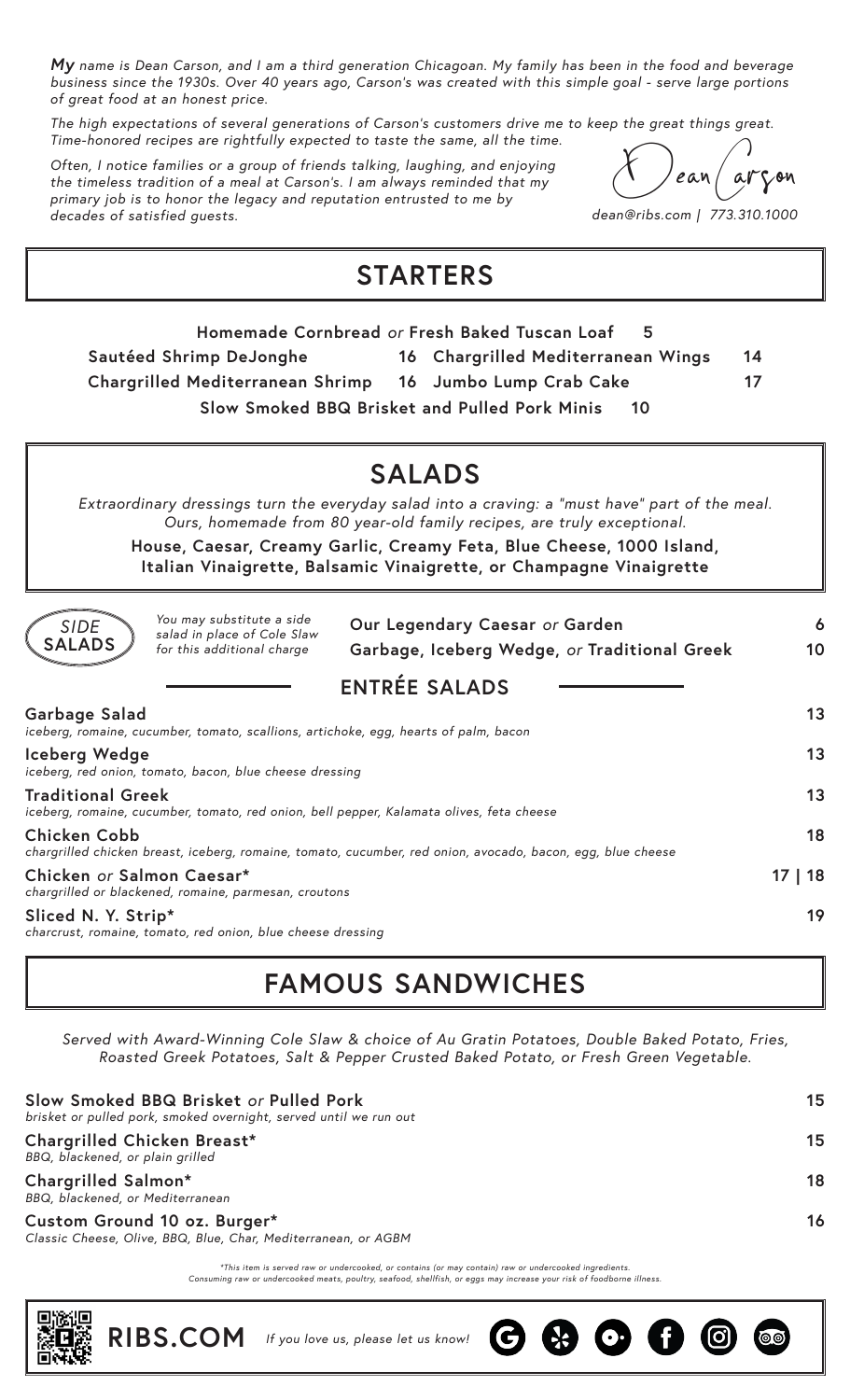*My name is Dean Carson, and I am a third generation Chicagoan. My family has been in the food and beverage business since the 1930s. Over 40 years ago, Carson's was created with this simple goal - serve large portions of great food at an honest price.*

*The high expectations of several generations of Carson's customers drive me to keep the great things great. Time-honored recipes are rightfully expected to taste the same, all the time.*

*Often, I notice families or a group of friends talking, laughing, and enjoying the timeless tradition of a meal at Carson's. I am always reminded that my primary job is to honor the legacy and reputation entrusted to me by decades of satisfied guests.*

Dean Carson

*dean@ribs.com | 773.310.1000*

# STARTERS

**Homemade Cornbread** *or* **Fresh Baked Tuscan Loaf** 5

**Sautéed Shrimp DeJonghe** 16

**Chargrilled Mediterranean Wings** 14

**Chargrilled Mediterranean Shrimp** 16

**Jumbo Lump Crab Cake** 17

**Slow Smoked BBQ Brisket and Pulled Pork Minis** 10

# SALADS

*Extraordinary dressings turn the everyday salad into a craving: a "must have" part of the meal. Ours, homemade from 80 year-old family recipes, are truly exceptional.*

**House, Caesar, Creamy Garlic, Creamy Feta, Blue Cheese, 1000 Island, Italian Vinaigrette, Balsamic Vinaigrette, or Champagne Vinaigrette**

## SIDE SALADS

*You may substitute a side salad in place of Cole Slaw for this additional charge*

| | |
|---|---|
| **Our Legendary Caesar** *or* **Garden** | 6 |
| **Garbage, Iceberg Wedge,** *or* **Traditional Greek** | 10 |

## ENTRÉE SALADS

| | |
|---|---|
| **Garbage Salad**<br>*iceberg, romaine, cucumber, tomato, scallions, artichoke, egg, hearts of palm, bacon* | 13 |
| **Iceberg Wedge**<br>*iceberg, red onion, tomato, bacon, blue cheese dressing* | 13 |
| **Traditional Greek**<br>*iceberg, romaine, cucumber, tomato, red onion, bell pepper, Kalamata olives, feta cheese* | 13 |
| **Chicken Cobb**<br>*chargrilled chicken breast, iceberg, romaine, tomato, cucumber, red onion, avocado, bacon, egg, blue cheese* | 18 |
| **Chicken** *or* **Salmon Caesar***<br>*chargrilled or blackened, romaine, parmesan, croutons* | 17 \| 18 |
| **Sliced N. Y. Strip***<br>*charcrust, romaine, tomato, red onion, blue cheese dressing* | 19 |

# FAMOUS SANDWICHES

*Served with Award-Winning Cole Slaw & choice of Au Gratin Potatoes, Double Baked Potato, Fries, Roasted Greek Potatoes, Salt & Pepper Crusted Baked Potato, or Fresh Green Vegetable.*

| | |
|---|---|
| **Slow Smoked BBQ Brisket** *or* **Pulled Pork**<br>*brisket or pulled pork, smoked overnight, served until we run out* | 15 |
| **Chargrilled Chicken Breast***<br>*BBQ, blackened, or plain grilled* | 15 |
| **Chargrilled Salmon***<br>*BBQ, blackened, or Mediterranean* | 18 |
| **Custom Ground 10 oz. Burger***<br>*Classic Cheese, Olive, BBQ, Blue, Char, Mediterranean, or AGBM* | 16 |

*This item is served raw or undercooked, or contains (or may contain) raw or undercooked ingredients. Consuming raw or undercooked meats, poultry, seafood, shellfish, or eggs may increase your risk of foodborne illness.

**RIBS.COM** *If you love us, please let us know!*